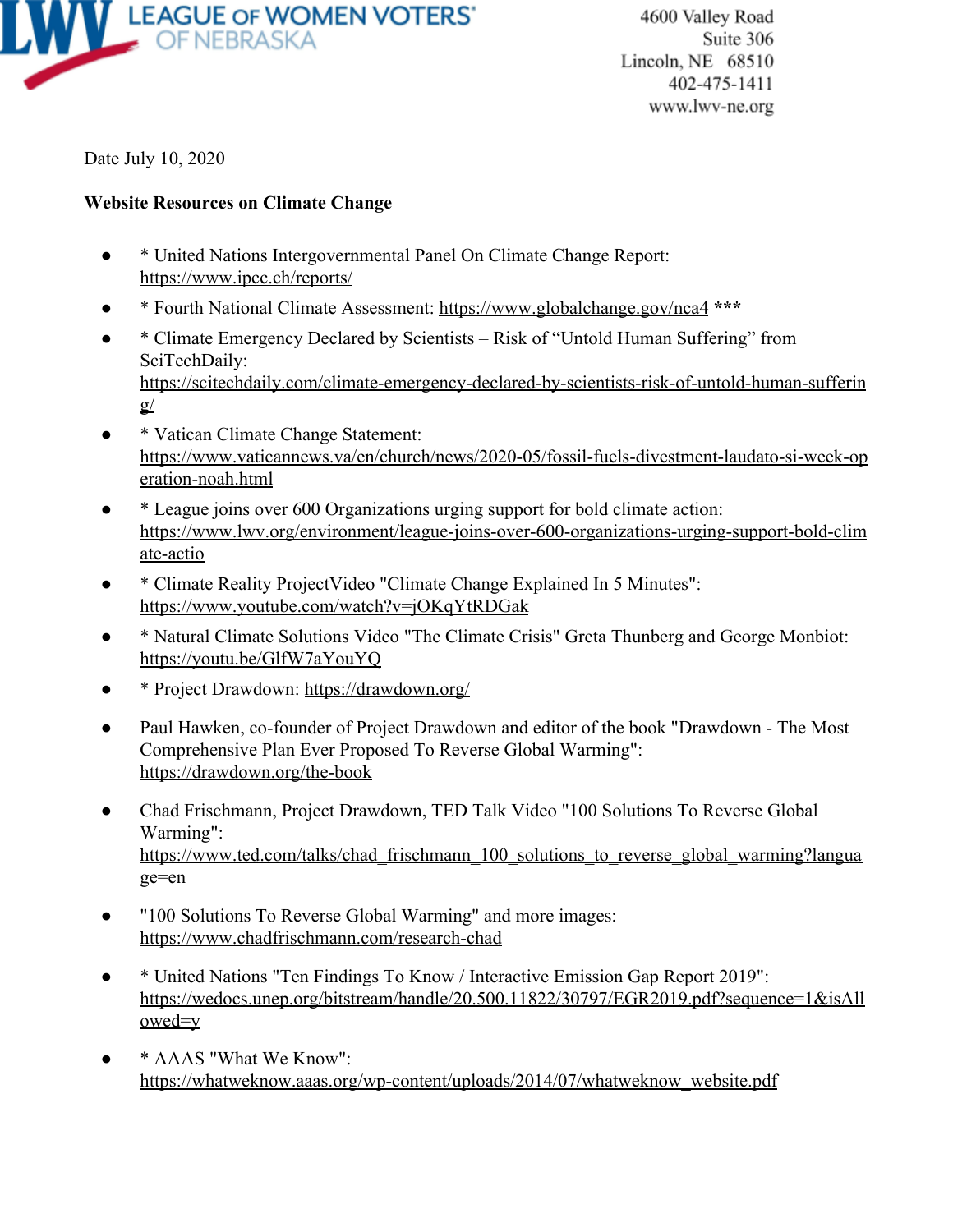LEAGUE OF WOMEN VOTERS® OF NEBRASKA

4600 Valley Road
Suite 306
Lincoln, NE 68510
402-475-1411
www.lwv-ne.org

Date July 10, 2020

**Website Resources on Climate Change**

- * United Nations Intergovernmental Panel On Climate Change Report: https://www.ipcc.ch/reports/
- * Fourth National Climate Assessment: https://www.globalchange.gov/nca4 ***
- * Climate Emergency Declared by Scientists – Risk of "Untold Human Suffering" from SciTechDaily: https://scitechdaily.com/climate-emergency-declared-by-scientists-risk-of-untold-human-suffering/
- * Vatican Climate Change Statement: https://www.vaticannews.va/en/church/news/2020-05/fossil-fuels-divestment-laudato-si-week-operation-noah.html
- * League joins over 600 Organizations urging support for bold climate action: https://www.lwv.org/environment/league-joins-over-600-organizations-urging-support-bold-climate-actio
- * Climate Reality ProjectVideo "Climate Change Explained In 5 Minutes": https://www.youtube.com/watch?v=jOKqYtRDGak
- * Natural Climate Solutions Video "The Climate Crisis" Greta Thunberg and George Monbiot: https://youtu.be/GlfW7aYouYQ
- * Project Drawdown: https://drawdown.org/
- Paul Hawken, co-founder of Project Drawdown and editor of the book "Drawdown - The Most Comprehensive Plan Ever Proposed To Reverse Global Warming": https://drawdown.org/the-book
- Chad Frischmann, Project Drawdown, TED Talk Video "100 Solutions To Reverse Global Warming": https://www.ted.com/talks/chad_frischmann_100_solutions_to_reverse_global_warming?language=en
- "100 Solutions To Reverse Global Warming" and more images: https://www.chadfrischmann.com/research-chad
- * United Nations "Ten Findings To Know / Interactive Emission Gap Report 2019": https://wedocs.unep.org/bitstream/handle/20.500.11822/30797/EGR2019.pdf?sequence=1&isAllowed=y
- * AAAS "What We Know": https://whatweknow.aaas.org/wp-content/uploads/2014/07/whatweknow_website.pdf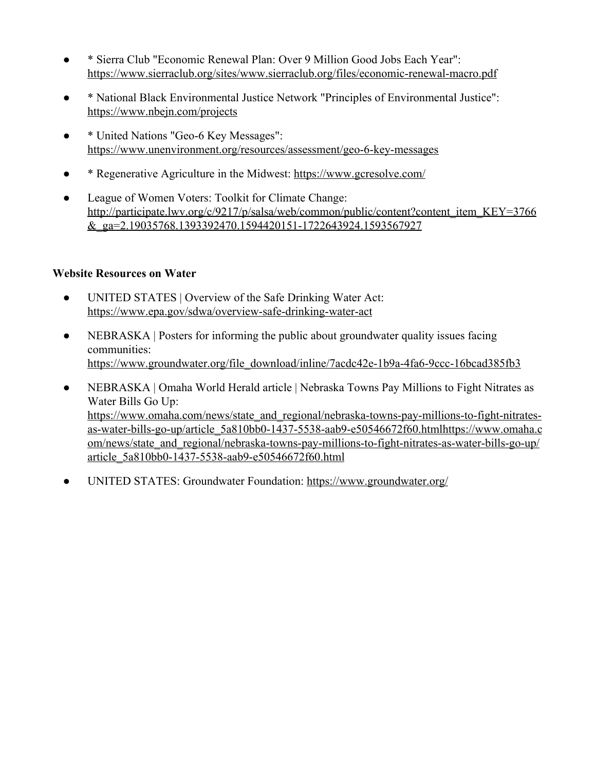- * Sierra Club "Economic Renewal Plan: Over 9 Million Good Jobs Each Year": https://www.sierraclub.org/sites/www.sierraclub.org/files/economic-renewal-macro.pdf
- * National Black Environmental Justice Network "Principles of Environmental Justice": https://www.nbejn.com/projects
- * United Nations "Geo-6 Key Messages": https://www.unenvironment.org/resources/assessment/geo-6-key-messages
- * Regenerative Agriculture in the Midwest: https://www.gcresolve.com/
- League of Women Voters: Toolkit for Climate Change: http://participate.lwv.org/c/9217/p/salsa/web/common/public/content?content_item_KEY=3766&_ga=2.19035768.1393392470.1594420151-1722643924.1593567927

**Website Resources on Water**

- UNITED STATES | Overview of the Safe Drinking Water Act: https://www.epa.gov/sdwa/overview-safe-drinking-water-act
- NEBRASKA | Posters for informing the public about groundwater quality issues facing communities: https://www.groundwater.org/file_download/inline/7acdc42e-1b9a-4fa6-9ccc-16bcad385fb3
- NEBRASKA | Omaha World Herald article | Nebraska Towns Pay Millions to Fight Nitrates as Water Bills Go Up: https://www.omaha.com/news/state_and_regional/nebraska-towns-pay-millions-to-fight-nitrates-as-water-bills-go-up/article_5a810bb0-1437-5538-aab9-e50546672f60.htmlhttps://www.omaha.com/news/state_and_regional/nebraska-towns-pay-millions-to-fight-nitrates-as-water-bills-go-up/article_5a810bb0-1437-5538-aab9-e50546672f60.html
- UNITED STATES: Groundwater Foundation: https://www.groundwater.org/